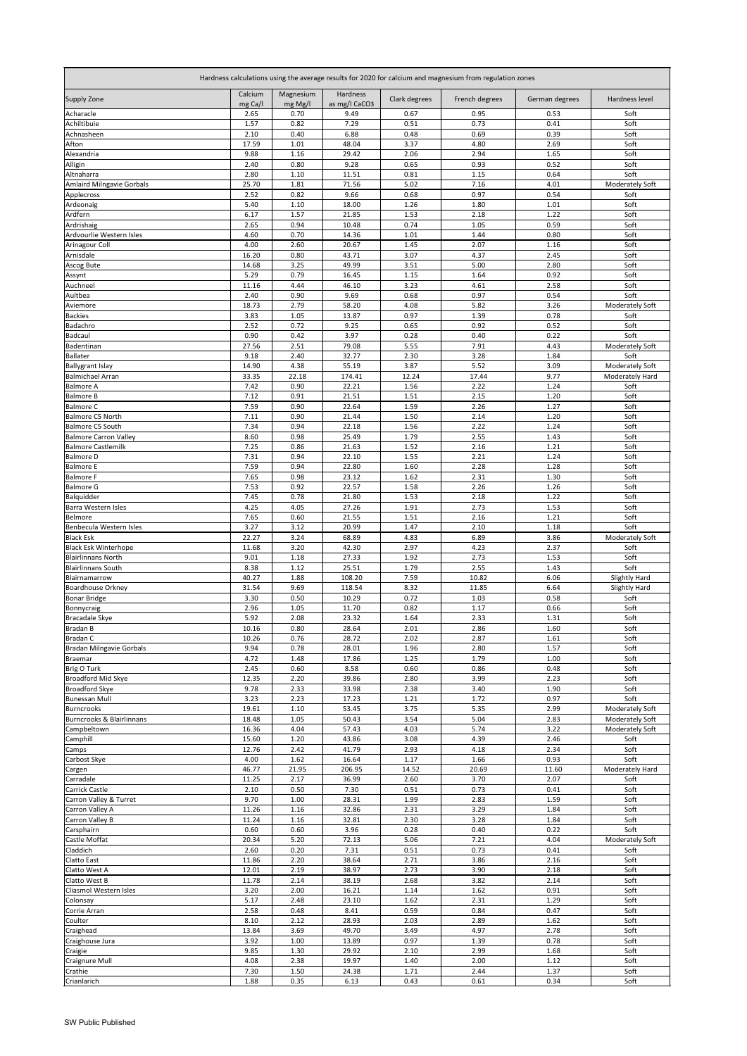| Hardness calculations using the average results for 2020 for calcium and magnesium from regulation zones | | | | | | | |
|---|---|---|---|---|---|---|---|
| Supply Zone | Calcium mg Ca/l | Magnesium mg Mg/l | Hardness as mg/l CaCO3 | Clark degrees | French degrees | German degrees | Hardness level |
| Acharacle | 2.65 | 0.70 | 9.49 | 0.67 | 0.95 | 0.53 | Soft |
| Achiltibuie | 1.57 | 0.82 | 7.29 | 0.51 | 0.73 | 0.41 | Soft |
| Achnasheen | 2.10 | 0.40 | 6.88 | 0.48 | 0.69 | 0.39 | Soft |
| Afton | 17.59 | 1.01 | 48.04 | 3.37 | 4.80 | 2.69 | Soft |
| Alexandria | 9.88 | 1.16 | 29.42 | 2.06 | 2.94 | 1.65 | Soft |
| Alligin | 2.40 | 0.80 | 9.28 | 0.65 | 0.93 | 0.52 | Soft |
| Altnaharra | 2.80 | 1.10 | 11.51 | 0.81 | 1.15 | 0.64 | Soft |
| Amlaird Milngavie Gorbals | 25.70 | 1.81 | 71.56 | 5.02 | 7.16 | 4.01 | Moderately Soft |
| Applecross | 2.52 | 0.82 | 9.66 | 0.68 | 0.97 | 0.54 | Soft |
| Ardeonaig | 5.40 | 1.10 | 18.00 | 1.26 | 1.80 | 1.01 | Soft |
| Ardfern | 6.17 | 1.57 | 21.85 | 1.53 | 2.18 | 1.22 | Soft |
| Ardrishaig | 2.65 | 0.94 | 10.48 | 0.74 | 1.05 | 0.59 | Soft |
| Ardvourlie Western Isles | 4.60 | 0.70 | 14.36 | 1.01 | 1.44 | 0.80 | Soft |
| Arinagour Coll | 4.00 | 2.60 | 20.67 | 1.45 | 2.07 | 1.16 | Soft |
| Arnisdale | 16.20 | 0.80 | 43.71 | 3.07 | 4.37 | 2.45 | Soft |
| Ascog Bute | 14.68 | 3.25 | 49.99 | 3.51 | 5.00 | 2.80 | Soft |
| Assynt | 5.29 | 0.79 | 16.45 | 1.15 | 1.64 | 0.92 | Soft |
| Auchneel | 11.16 | 4.44 | 46.10 | 3.23 | 4.61 | 2.58 | Soft |
| Aultbea | 2.40 | 0.90 | 9.69 | 0.68 | 0.97 | 0.54 | Soft |
| Aviemore | 18.73 | 2.79 | 58.20 | 4.08 | 5.82 | 3.26 | Moderately Soft |
| Backies | 3.83 | 1.05 | 13.87 | 0.97 | 1.39 | 0.78 | Soft |
| Badachro | 2.52 | 0.72 | 9.25 | 0.65 | 0.92 | 0.52 | Soft |
| Badcaul | 0.90 | 0.42 | 3.97 | 0.28 | 0.40 | 0.22 | Soft |
| Badentinan | 27.56 | 2.51 | 79.08 | 5.55 | 7.91 | 4.43 | Moderately Soft |
| Ballater | 9.18 | 2.40 | 32.77 | 2.30 | 3.28 | 1.84 | Soft |
| Ballygrant Islay | 14.90 | 4.38 | 55.19 | 3.87 | 5.52 | 3.09 | Moderately Soft |
| Balmichael Arran | 33.35 | 22.18 | 174.41 | 12.24 | 17.44 | 9.77 | Moderately Hard |
| Balmore A | 7.42 | 0.90 | 22.21 | 1.56 | 2.22 | 1.24 | Soft |
| Balmore B | 7.12 | 0.91 | 21.51 | 1.51 | 2.15 | 1.20 | Soft |
| Balmore C | 7.59 | 0.90 | 22.64 | 1.59 | 2.26 | 1.27 | Soft |
| Balmore C5 North | 7.11 | 0.90 | 21.44 | 1.50 | 2.14 | 1.20 | Soft |
| Balmore C5 South | 7.34 | 0.94 | 22.18 | 1.56 | 2.22 | 1.24 | Soft |
| Balmore Carron Valley | 8.60 | 0.98 | 25.49 | 1.79 | 2.55 | 1.43 | Soft |
| Balmore Castlemilk | 7.25 | 0.86 | 21.63 | 1.52 | 2.16 | 1.21 | Soft |
| Balmore D | 7.31 | 0.94 | 22.10 | 1.55 | 2.21 | 1.24 | Soft |
| Balmore E | 7.59 | 0.94 | 22.80 | 1.60 | 2.28 | 1.28 | Soft |
| Balmore F | 7.65 | 0.98 | 23.12 | 1.62 | 2.31 | 1.30 | Soft |
| Balmore G | 7.53 | 0.92 | 22.57 | 1.58 | 2.26 | 1.26 | Soft |
| Balquidder | 7.45 | 0.78 | 21.80 | 1.53 | 2.18 | 1.22 | Soft |
| Barra Western Isles | 4.25 | 4.05 | 27.26 | 1.91 | 2.73 | 1.53 | Soft |
| Belmore | 7.65 | 0.60 | 21.55 | 1.51 | 2.16 | 1.21 | Soft |
| Benbecula Western Isles | 3.27 | 3.12 | 20.99 | 1.47 | 2.10 | 1.18 | Soft |
| Black Esk | 22.27 | 3.24 | 68.89 | 4.83 | 6.89 | 3.86 | Moderately Soft |
| Black Esk Winterhope | 11.68 | 3.20 | 42.30 | 2.97 | 4.23 | 2.37 | Soft |
| Blairlinnans North | 9.01 | 1.18 | 27.33 | 1.92 | 2.73 | 1.53 | Soft |
| Blairlinnans South | 8.38 | 1.12 | 25.51 | 1.79 | 2.55 | 1.43 | Soft |
| Blairnamarrow | 40.27 | 1.88 | 108.20 | 7.59 | 10.82 | 6.06 | Slightly Hard |
| Boardhouse Orkney | 31.54 | 9.69 | 118.54 | 8.32 | 11.85 | 6.64 | Slightly Hard |
| Bonar Bridge | 3.30 | 0.50 | 10.29 | 0.72 | 1.03 | 0.58 | Soft |
| Bonnycraig | 2.96 | 1.05 | 11.70 | 0.82 | 1.17 | 0.66 | Soft |
| Bracadale Skye | 5.92 | 2.08 | 23.32 | 1.64 | 2.33 | 1.31 | Soft |
| Bradan B | 10.16 | 0.80 | 28.64 | 2.01 | 2.86 | 1.60 | Soft |
| Bradan C | 10.26 | 0.76 | 28.72 | 2.02 | 2.87 | 1.61 | Soft |
| Bradan Milngavie Gorbals | 9.94 | 0.78 | 28.01 | 1.96 | 2.80 | 1.57 | Soft |
| Braemar | 4.72 | 1.48 | 17.86 | 1.25 | 1.79 | 1.00 | Soft |
| Brig O Turk | 2.45 | 0.60 | 8.58 | 0.60 | 0.86 | 0.48 | Soft |
| Broadford Mid Skye | 12.35 | 2.20 | 39.86 | 2.80 | 3.99 | 2.23 | Soft |
| Broadford Skye | 9.78 | 2.33 | 33.98 | 2.38 | 3.40 | 1.90 | Soft |
| Bunessan Mull | 3.23 | 2.23 | 17.23 | 1.21 | 1.72 | 0.97 | Soft |
| Burncrooks | 19.61 | 1.10 | 53.45 | 3.75 | 5.35 | 2.99 | Moderately Soft |
| Burncrooks & Blairlinnans | 18.48 | 1.05 | 50.43 | 3.54 | 5.04 | 2.83 | Moderately Soft |
| Campbeltown | 16.36 | 4.04 | 57.43 | 4.03 | 5.74 | 3.22 | Moderately Soft |
| Camphill | 15.60 | 1.20 | 43.86 | 3.08 | 4.39 | 2.46 | Soft |
| Camps | 12.76 | 2.42 | 41.79 | 2.93 | 4.18 | 2.34 | Soft |
| Carbost Skye | 4.00 | 1.62 | 16.64 | 1.17 | 1.66 | 0.93 | Soft |
| Cargen | 46.77 | 21.95 | 206.95 | 14.52 | 20.69 | 11.60 | Moderately Hard |
| Carradale | 11.25 | 2.17 | 36.99 | 2.60 | 3.70 | 2.07 | Soft |
| Carrick Castle | 2.10 | 0.50 | 7.30 | 0.51 | 0.73 | 0.41 | Soft |
| Carron Valley & Turret | 9.70 | 1.00 | 28.31 | 1.99 | 2.83 | 1.59 | Soft |
| Carron Valley A | 11.26 | 1.16 | 32.86 | 2.31 | 3.29 | 1.84 | Soft |
| Carron Valley B | 11.24 | 1.16 | 32.81 | 2.30 | 3.28 | 1.84 | Soft |
| Carsphairn | 0.60 | 0.60 | 3.96 | 0.28 | 0.40 | 0.22 | Soft |
| Castle Moffat | 20.34 | 5.20 | 72.13 | 5.06 | 7.21 | 4.04 | Moderately Soft |
| Claddich | 2.60 | 0.20 | 7.31 | 0.51 | 0.73 | 0.41 | Soft |
| Clatto East | 11.86 | 2.20 | 38.64 | 2.71 | 3.86 | 2.16 | Soft |
| Clatto West A | 12.01 | 2.19 | 38.97 | 2.73 | 3.90 | 2.18 | Soft |
| Clatto West B | 11.78 | 2.14 | 38.19 | 2.68 | 3.82 | 2.14 | Soft |
| Cliasmol Western Isles | 3.20 | 2.00 | 16.21 | 1.14 | 1.62 | 0.91 | Soft |
| Colonsay | 5.17 | 2.48 | 23.10 | 1.62 | 2.31 | 1.29 | Soft |
| Corrie Arran | 2.58 | 0.48 | 8.41 | 0.59 | 0.84 | 0.47 | Soft |
| Coulter | 8.10 | 2.12 | 28.93 | 2.03 | 2.89 | 1.62 | Soft |
| Craighead | 13.84 | 3.69 | 49.70 | 3.49 | 4.97 | 2.78 | Soft |
| Craighouse Jura | 3.92 | 1.00 | 13.89 | 0.97 | 1.39 | 0.78 | Soft |
| Craigie | 9.85 | 1.30 | 29.92 | 2.10 | 2.99 | 1.68 | Soft |
| Craignure Mull | 4.08 | 2.38 | 19.97 | 1.40 | 2.00 | 1.12 | Soft |
| Crathie | 7.30 | 1.50 | 24.38 | 1.71 | 2.44 | 1.37 | Soft |
| Crianlarich | 1.88 | 0.35 | 6.13 | 0.43 | 0.61 | 0.34 | Soft |

SW Public Published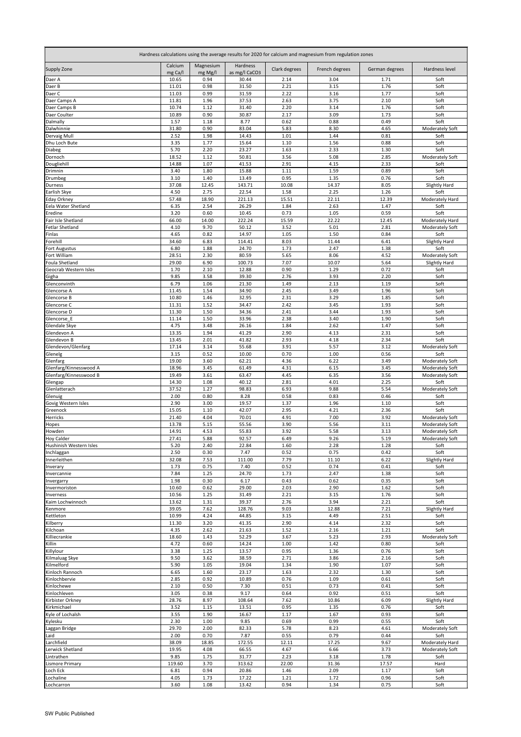| Hardness calculations using the average results for 2020 for calcium and magnesium from regulation zones | | | | | | | |
|---|---|---|---|---|---|---|---|
| Supply Zone | Calcium mg Ca/l | Magnesium mg Mg/l | Hardness as mg/l $CaCO_3$ | Clark degrees | French degrees | German degrees | Hardness level |
| Daer A | 10.65 | 0.94 | 30.44 | 2.14 | 3.04 | 1.71 | Soft |
| Daer B | 11.01 | 0.98 | 31.50 | 2.21 | 3.15 | 1.76 | Soft |
| Daer C | 11.03 | 0.99 | 31.59 | 2.22 | 3.16 | 1.77 | Soft |
| Daer Camps A | 11.81 | 1.96 | 37.53 | 2.63 | 3.75 | 2.10 | Soft |
| Daer Camps B | 10.74 | 1.12 | 31.40 | 2.20 | 3.14 | 1.76 | Soft |
| Daer Coulter | 10.89 | 0.90 | 30.87 | 2.17 | 3.09 | 1.73 | Soft |
| Dalmally | 1.57 | 1.18 | 8.77 | 0.62 | 0.88 | 0.49 | Soft |
| Dalwhinnie | 31.80 | 0.90 | 83.04 | 5.83 | 8.30 | 4.65 | Moderately Soft |
| Dervaig Mull | 2.52 | 1.98 | 14.43 | 1.01 | 1.44 | 0.81 | Soft |
| Dhu Loch Bute | 3.35 | 1.77 | 15.64 | 1.10 | 1.56 | 0.88 | Soft |
| Diabeg | 5.70 | 2.20 | 23.27 | 1.63 | 2.33 | 1.30 | Soft |
| Dornoch | 18.52 | 1.12 | 50.81 | 3.56 | 5.08 | 2.85 | Moderately Soft |
| Dougliehill | 14.88 | 1.07 | 41.53 | 2.91 | 4.15 | 2.33 | Soft |
| Drimnin | 3.40 | 1.80 | 15.88 | 1.11 | 1.59 | 0.89 | Soft |
| Drumbeg | 3.10 | 1.40 | 13.49 | 0.95 | 1.35 | 0.76 | Soft |
| Durness | 37.08 | 12.45 | 143.71 | 10.08 | 14.37 | 8.05 | Slightly Hard |
| Earlish Skye | 4.50 | 2.75 | 22.54 | 1.58 | 2.25 | 1.26 | Soft |
| Eday Orkney | 57.48 | 18.90 | 221.13 | 15.51 | 22.11 | 12.39 | Moderately Hard |
| Eela Water Shetland | 6.35 | 2.54 | 26.29 | 1.84 | 2.63 | 1.47 | Soft |
| Eredine | 3.20 | 0.60 | 10.45 | 0.73 | 1.05 | 0.59 | Soft |
| Fair Isle Shetland | 66.00 | 14.00 | 222.24 | 15.59 | 22.22 | 12.45 | Moderately Hard |
| Fetlar Shetland | 4.10 | 9.70 | 50.12 | 3.52 | 5.01 | 2.81 | Moderately Soft |
| Finlas | 4.65 | 0.82 | 14.97 | 1.05 | 1.50 | 0.84 | Soft |
| Forehill | 34.60 | 6.83 | 114.41 | 8.03 | 11.44 | 6.41 | Slightly Hard |
| Fort Augustus | 6.80 | 1.88 | 24.70 | 1.73 | 2.47 | 1.38 | Soft |
| Fort William | 28.51 | 2.30 | 80.59 | 5.65 | 8.06 | 4.52 | Moderately Soft |
| Foula Shetland | 29.00 | 6.90 | 100.73 | 7.07 | 10.07 | 5.64 | Slightly Hard |
| Geocrab Western Isles | 1.70 | 2.10 | 12.88 | 0.90 | 1.29 | 0.72 | Soft |
| Gigha | 9.85 | 3.58 | 39.30 | 2.76 | 3.93 | 2.20 | Soft |
| Glenconvinth | 6.79 | 1.06 | 21.30 | 1.49 | 2.13 | 1.19 | Soft |
| Glencorse A | 11.45 | 1.54 | 34.90 | 2.45 | 3.49 | 1.96 | Soft |
| Glencorse B | 10.80 | 1.46 | 32.95 | 2.31 | 3.29 | 1.85 | Soft |
| Glencorse C | 11.31 | 1.52 | 34.47 | 2.42 | 3.45 | 1.93 | Soft |
| Glencorse D | 11.30 | 1.50 | 34.36 | 2.41 | 3.44 | 1.93 | Soft |
| Glencorse_E | 11.14 | 1.50 | 33.96 | 2.38 | 3.40 | 1.90 | Soft |
| Glendale Skye | 4.75 | 3.48 | 26.16 | 1.84 | 2.62 | 1.47 | Soft |
| Glendevon A | 13.35 | 1.94 | 41.29 | 2.90 | 4.13 | 2.31 | Soft |
| Glendevon B | 13.45 | 2.01 | 41.82 | 2.93 | 4.18 | 2.34 | Soft |
| Glendevon/Glenfarg | 17.14 | 3.14 | 55.68 | 3.91 | 5.57 | 3.12 | Moderately Soft |
| Glenelg | 3.15 | 0.52 | 10.00 | 0.70 | 1.00 | 0.56 | Soft |
| Glenfarg | 19.00 | 3.60 | 62.21 | 4.36 | 6.22 | 3.49 | Moderately Soft |
| Glenfarg/Kinnesswood A | 18.96 | 3.45 | 61.49 | 4.31 | 6.15 | 3.45 | Moderately Soft |
| Glenfarg/Kinnesswood B | 19.49 | 3.61 | 63.47 | 4.45 | 6.35 | 3.56 | Moderately Soft |
| Glengap | 14.30 | 1.08 | 40.12 | 2.81 | 4.01 | 2.25 | Soft |
| Glenlatterach | 37.52 | 1.27 | 98.83 | 6.93 | 9.88 | 5.54 | Moderately Soft |
| Glenuig | 2.00 | 0.80 | 8.28 | 0.58 | 0.83 | 0.46 | Soft |
| Govig Western Isles | 2.90 | 3.00 | 19.57 | 1.37 | 1.96 | 1.10 | Soft |
| Greenock | 15.05 | 1.10 | 42.07 | 2.95 | 4.21 | 2.36 | Soft |
| Herricks | 21.40 | 4.04 | 70.01 | 4.91 | 7.00 | 3.92 | Moderately Soft |
| Hopes | 13.78 | 5.15 | 55.56 | 3.90 | 5.56 | 3.11 | Moderately Soft |
| Howden | 14.91 | 4.53 | 55.83 | 3.92 | 5.58 | 3.13 | Moderately Soft |
| Hoy Calder | 27.41 | 5.88 | 92.57 | 6.49 | 9.26 | 5.19 | Moderately Soft |
| Hushinish Western Isles | 5.20 | 2.40 | 22.84 | 1.60 | 2.28 | 1.28 | Soft |
| Inchlaggan | 2.50 | 0.30 | 7.47 | 0.52 | 0.75 | 0.42 | Soft |
| Innerleithen | 32.08 | 7.53 | 111.00 | 7.79 | 11.10 | 6.22 | Slightly Hard |
| Inverary | 1.73 | 0.75 | 7.40 | 0.52 | 0.74 | 0.41 | Soft |
| Invercannie | 7.84 | 1.25 | 24.70 | 1.73 | 2.47 | 1.38 | Soft |
| Invergarry | 1.98 | 0.30 | 6.17 | 0.43 | 0.62 | 0.35 | Soft |
| Invermoriston | 10.60 | 0.62 | 29.00 | 2.03 | 2.90 | 1.62 | Soft |
| Inverness | 10.56 | 1.25 | 31.49 | 2.21 | 3.15 | 1.76 | Soft |
| Kaim Lochwinnoch | 13.62 | 1.31 | 39.37 | 2.76 | 3.94 | 2.21 | Soft |
| Kenmore | 39.05 | 7.62 | 128.76 | 9.03 | 12.88 | 7.21 | Slightly Hard |
| Kettleton | 10.99 | 4.24 | 44.85 | 3.15 | 4.49 | 2.51 | Soft |
| Kilberry | 11.30 | 3.20 | 41.35 | 2.90 | 4.14 | 2.32 | Soft |
| Kilchoan | 4.35 | 2.62 | 21.63 | 1.52 | 2.16 | 1.21 | Soft |
| Killiecrankie | 18.60 | 1.43 | 52.29 | 3.67 | 5.23 | 2.93 | Moderately Soft |
| Killin | 4.72 | 0.60 | 14.24 | 1.00 | 1.42 | 0.80 | Soft |
| Killylour | 3.38 | 1.25 | 13.57 | 0.95 | 1.36 | 0.76 | Soft |
| Kilmaluag Skye | 9.50 | 3.62 | 38.59 | 2.71 | 3.86 | 2.16 | Soft |
| Kilmelford | 5.90 | 1.05 | 19.04 | 1.34 | 1.90 | 1.07 | Soft |
| Kinloch Rannoch | 6.65 | 1.60 | 23.17 | 1.63 | 2.32 | 1.30 | Soft |
| Kinlochbervie | 2.85 | 0.92 | 10.89 | 0.76 | 1.09 | 0.61 | Soft |
| Kinlochewe | 2.10 | 0.50 | 7.30 | 0.51 | 0.73 | 0.41 | Soft |
| Kinlochleven | 3.05 | 0.38 | 9.17 | 0.64 | 0.92 | 0.51 | Soft |
| Kirbister Orkney | 28.76 | 8.97 | 108.64 | 7.62 | 10.86 | 6.09 | Slightly Hard |
| Kirkmichael | 3.52 | 1.15 | 13.51 | 0.95 | 1.35 | 0.76 | Soft |
| Kyle of Lochalsh | 3.55 | 1.90 | 16.67 | 1.17 | 1.67 | 0.93 | Soft |
| Kylesku | 2.30 | 1.00 | 9.85 | 0.69 | 0.99 | 0.55 | Soft |
| Laggan Bridge | 29.70 | 2.00 | 82.33 | 5.78 | 8.23 | 4.61 | Moderately Soft |
| Laid | 2.00 | 0.70 | 7.87 | 0.55 | 0.79 | 0.44 | Soft |
| Larchfield | 38.09 | 18.85 | 172.55 | 12.11 | 17.25 | 9.67 | Moderately Hard |
| Lerwick Shetland | 19.95 | 4.08 | 66.55 | 4.67 | 6.66 | 3.73 | Moderately Soft |
| Lintrathen | 9.85 | 1.75 | 31.77 | 2.23 | 3.18 | 1.78 | Soft |
| Lismore Primary | 119.60 | 3.70 | 313.62 | 22.00 | 31.36 | 17.57 | Hard |
| Loch Eck | 6.81 | 0.94 | 20.86 | 1.46 | 2.09 | 1.17 | Soft |
| Lochaline | 4.05 | 1.73 | 17.22 | 1.21 | 1.72 | 0.96 | Soft |
| Lochcarron | 3.60 | 1.08 | 13.42 | 0.94 | 1.34 | 0.75 | Soft |

SW Public Published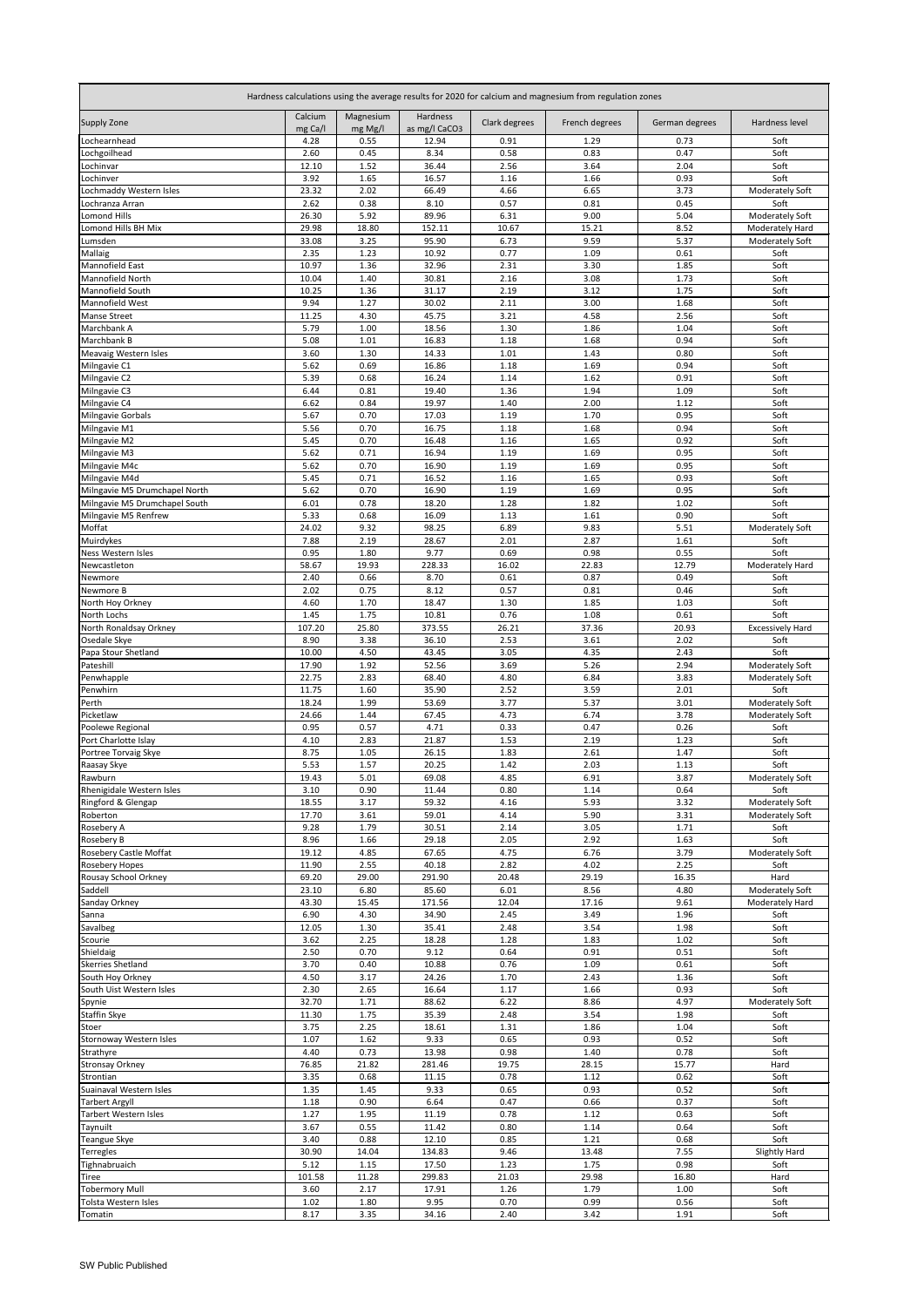| Hardness calculations using the average results for 2020 for calcium and magnesium from regulation zones | | | | | | | |
|---|---|---|---|---|---|---|---|
| Supply Zone | Calcium mg Ca/l | Magnesium mg Mg/l | Hardness as mg/l CaCO3 | Clark degrees | French degrees | German degrees | Hardness level |
| Lochearnhead | 4.28 | 0.55 | 12.94 | 0.91 | 1.29 | 0.73 | Soft |
| Lochgoilhead | 2.60 | 0.45 | 8.34 | 0.58 | 0.83 | 0.47 | Soft |
| Lochinvar | 12.10 | 1.52 | 36.44 | 2.56 | 3.64 | 2.04 | Soft |
| Lochinver | 3.92 | 1.65 | 16.57 | 1.16 | 1.66 | 0.93 | Soft |
| Lochmaddy Western Isles | 23.32 | 2.02 | 66.49 | 4.66 | 6.65 | 3.73 | Moderately Soft |
| Lochranza Arran | 2.62 | 0.38 | 8.10 | 0.57 | 0.81 | 0.45 | Soft |
| Lomond Hills | 26.30 | 5.92 | 89.96 | 6.31 | 9.00 | 5.04 | Moderately Soft |
| Lomond Hills BH Mix | 29.98 | 18.80 | 152.11 | 10.67 | 15.21 | 8.52 | Moderately Hard |
| Lumsden | 33.08 | 3.25 | 95.90 | 6.73 | 9.59 | 5.37 | Moderately Soft |
| Mallaig | 2.35 | 1.23 | 10.92 | 0.77 | 1.09 | 0.61 | Soft |
| Mannofield East | 10.97 | 1.36 | 32.96 | 2.31 | 3.30 | 1.85 | Soft |
| Mannofield North | 10.04 | 1.40 | 30.81 | 2.16 | 3.08 | 1.73 | Soft |
| Mannofield South | 10.25 | 1.36 | 31.17 | 2.19 | 3.12 | 1.75 | Soft |
| Mannofield West | 9.94 | 1.27 | 30.02 | 2.11 | 3.00 | 1.68 | Soft |
| Manse Street | 11.25 | 4.30 | 45.75 | 3.21 | 4.58 | 2.56 | Soft |
| Marchbank A | 5.79 | 1.00 | 18.56 | 1.30 | 1.86 | 1.04 | Soft |
| Marchbank B | 5.08 | 1.01 | 16.83 | 1.18 | 1.68 | 0.94 | Soft |
| Meavaig Western Isles | 3.60 | 1.30 | 14.33 | 1.01 | 1.43 | 0.80 | Soft |
| Milngavie C1 | 5.62 | 0.69 | 16.86 | 1.18 | 1.69 | 0.94 | Soft |
| Milngavie C2 | 5.39 | 0.68 | 16.24 | 1.14 | 1.62 | 0.91 | Soft |
| Milngavie C3 | 6.44 | 0.81 | 19.40 | 1.36 | 1.94 | 1.09 | Soft |
| Milngavie C4 | 6.62 | 0.84 | 19.97 | 1.40 | 2.00 | 1.12 | Soft |
| Milngavie Gorbals | 5.67 | 0.70 | 17.03 | 1.19 | 1.70 | 0.95 | Soft |
| Milngavie M1 | 5.56 | 0.70 | 16.75 | 1.18 | 1.68 | 0.94 | Soft |
| Milngavie M2 | 5.45 | 0.70 | 16.48 | 1.16 | 1.65 | 0.92 | Soft |
| Milngavie M3 | 5.62 | 0.71 | 16.94 | 1.19 | 1.69 | 0.95 | Soft |
| Milngavie M4c | 5.62 | 0.70 | 16.90 | 1.19 | 1.69 | 0.95 | Soft |
| Milngavie M4d | 5.45 | 0.71 | 16.52 | 1.16 | 1.65 | 0.93 | Soft |
| Milngavie M5 Drumchapel North | 5.62 | 0.70 | 16.90 | 1.19 | 1.69 | 0.95 | Soft |
| Milngavie M5 Drumchapel South | 6.01 | 0.78 | 18.20 | 1.28 | 1.82 | 1.02 | Soft |
| Milngavie M5 Renfrew | 5.33 | 0.68 | 16.09 | 1.13 | 1.61 | 0.90 | Soft |
| Moffat | 24.02 | 9.32 | 98.25 | 6.89 | 9.83 | 5.51 | Moderately Soft |
| Muirdykes | 7.88 | 2.19 | 28.67 | 2.01 | 2.87 | 1.61 | Soft |
| Ness Western Isles | 0.95 | 1.80 | 9.77 | 0.69 | 0.98 | 0.55 | Soft |
| Newcastleton | 58.67 | 19.93 | 228.33 | 16.02 | 22.83 | 12.79 | Moderately Hard |
| Newmore | 2.40 | 0.66 | 8.70 | 0.61 | 0.87 | 0.49 | Soft |
| Newmore B | 2.02 | 0.75 | 8.12 | 0.57 | 0.81 | 0.46 | Soft |
| North Hoy Orkney | 4.60 | 1.70 | 18.47 | 1.30 | 1.85 | 1.03 | Soft |
| North Lochs | 1.45 | 1.75 | 10.81 | 0.76 | 1.08 | 0.61 | Soft |
| North Ronaldsay Orkney | 107.20 | 25.80 | 373.55 | 26.21 | 37.36 | 20.93 | Excessively Hard |
| Osedale Skye | 8.90 | 3.38 | 36.10 | 2.53 | 3.61 | 2.02 | Soft |
| Papa Stour Shetland | 10.00 | 4.50 | 43.45 | 3.05 | 4.35 | 2.43 | Soft |
| Pateshill | 17.90 | 1.92 | 52.56 | 3.69 | 5.26 | 2.94 | Moderately Soft |
| Penwhapple | 22.75 | 2.83 | 68.40 | 4.80 | 6.84 | 3.83 | Moderately Soft |
| Penwhirn | 11.75 | 1.60 | 35.90 | 2.52 | 3.59 | 2.01 | Soft |
| Perth | 18.24 | 1.99 | 53.69 | 3.77 | 5.37 | 3.01 | Moderately Soft |
| Picketlaw | 24.66 | 1.44 | 67.45 | 4.73 | 6.74 | 3.78 | Moderately Soft |
| Poolewe Regional | 0.95 | 0.57 | 4.71 | 0.33 | 0.47 | 0.26 | Soft |
| Port Charlotte Islay | 4.10 | 2.83 | 21.87 | 1.53 | 2.19 | 1.23 | Soft |
| Portree Torvaig Skye | 8.75 | 1.05 | 26.15 | 1.83 | 2.61 | 1.47 | Soft |
| Raasay Skye | 5.53 | 1.57 | 20.25 | 1.42 | 2.03 | 1.13 | Soft |
| Rawburn | 19.43 | 5.01 | 69.08 | 4.85 | 6.91 | 3.87 | Moderately Soft |
| Rhenigidale Western Isles | 3.10 | 0.90 | 11.44 | 0.80 | 1.14 | 0.64 | Soft |
| Ringford & Glengap | 18.55 | 3.17 | 59.32 | 4.16 | 5.93 | 3.32 | Moderately Soft |
| Roberton | 17.70 | 3.61 | 59.01 | 4.14 | 5.90 | 3.31 | Moderately Soft |
| Rosebery A | 9.28 | 1.79 | 30.51 | 2.14 | 3.05 | 1.71 | Soft |
| Rosebery B | 8.96 | 1.66 | 29.18 | 2.05 | 2.92 | 1.63 | Soft |
| Rosebery Castle Moffat | 19.12 | 4.85 | 67.65 | 4.75 | 6.76 | 3.79 | Moderately Soft |
| Rosebery Hopes | 11.90 | 2.55 | 40.18 | 2.82 | 4.02 | 2.25 | Soft |
| Rousay School Orkney | 69.20 | 29.00 | 291.90 | 20.48 | 29.19 | 16.35 | Hard |
| Saddell | 23.10 | 6.80 | 85.60 | 6.01 | 8.56 | 4.80 | Moderately Soft |
| Sanday Orkney | 43.30 | 15.45 | 171.56 | 12.04 | 17.16 | 9.61 | Moderately Hard |
| Sanna | 6.90 | 4.30 | 34.90 | 2.45 | 3.49 | 1.96 | Soft |
| Savalbeg | 12.05 | 1.30 | 35.41 | 2.48 | 3.54 | 1.98 | Soft |
| Scourie | 3.62 | 2.25 | 18.28 | 1.28 | 1.83 | 1.02 | Soft |
| Shieldaig | 2.50 | 0.70 | 9.12 | 0.64 | 0.91 | 0.51 | Soft |
| Skerries Shetland | 3.70 | 0.40 | 10.88 | 0.76 | 1.09 | 0.61 | Soft |
| South Hoy Orkney | 4.50 | 3.17 | 24.26 | 1.70 | 2.43 | 1.36 | Soft |
| South Uist Western Isles | 2.30 | 2.65 | 16.64 | 1.17 | 1.66 | 0.93 | Soft |
| Spynie | 32.70 | 1.71 | 88.62 | 6.22 | 8.86 | 4.97 | Moderately Soft |
| Staffin Skye | 11.30 | 1.75 | 35.39 | 2.48 | 3.54 | 1.98 | Soft |
| Stoer | 3.75 | 2.25 | 18.61 | 1.31 | 1.86 | 1.04 | Soft |
| Stornoway Western Isles | 1.07 | 1.62 | 9.33 | 0.65 | 0.93 | 0.52 | Soft |
| Strathyre | 4.40 | 0.73 | 13.98 | 0.98 | 1.40 | 0.78 | Soft |
| Stronsay Orkney | 76.85 | 21.82 | 281.46 | 19.75 | 28.15 | 15.77 | Hard |
| Strontian | 3.35 | 0.68 | 11.15 | 0.78 | 1.12 | 0.62 | Soft |
| Suainaval Western Isles | 1.35 | 1.45 | 9.33 | 0.65 | 0.93 | 0.52 | Soft |
| Tarbert Argyll | 1.18 | 0.90 | 6.64 | 0.47 | 0.66 | 0.37 | Soft |
| Tarbert Western Isles | 1.27 | 1.95 | 11.19 | 0.78 | 1.12 | 0.63 | Soft |
| Taynuilt | 3.67 | 0.55 | 11.42 | 0.80 | 1.14 | 0.64 | Soft |
| Teangue Skye | 3.40 | 0.88 | 12.10 | 0.85 | 1.21 | 0.68 | Soft |
| Terregles | 30.90 | 14.04 | 134.83 | 9.46 | 13.48 | 7.55 | Slightly Hard |
| Tighnabruaich | 5.12 | 1.15 | 17.50 | 1.23 | 1.75 | 0.98 | Soft |
| Tiree | 101.58 | 11.28 | 299.83 | 21.03 | 29.98 | 16.80 | Hard |
| Tobermory Mull | 3.60 | 2.17 | 17.91 | 1.26 | 1.79 | 1.00 | Soft |
| Tolsta Western Isles | 1.02 | 1.80 | 9.95 | 0.70 | 0.99 | 0.56 | Soft |
| Tomatin | 8.17 | 3.35 | 34.16 | 2.40 | 3.42 | 1.91 | Soft |

SW Public Published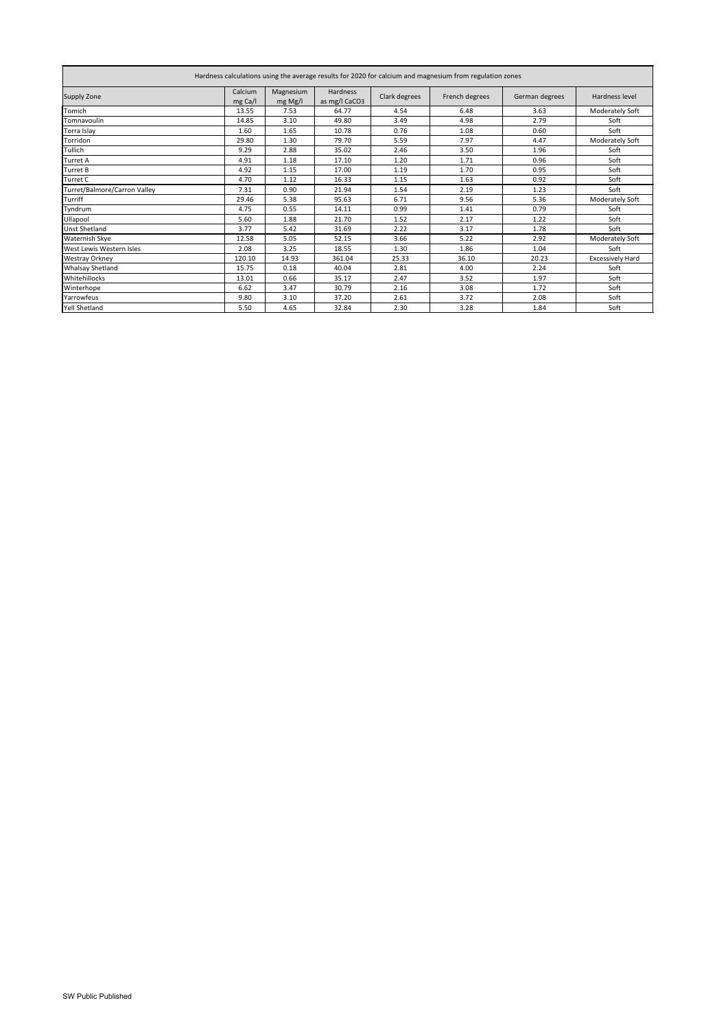| Hardness calculations using the average results for 2020 for calcium and magnesium from regulation zones | | | | | | | |
|---|---|---|---|---|---|---|---|
| Supply Zone | Calcium mg Ca/l | Magnesium mg Mg/l | Hardness as mg/l CaCO3 | Clark degrees | French degrees | German degrees | Hardness level |
| Tomich | 13.55 | 7.53 | 64.77 | 4.54 | 6.48 | 3.63 | Moderately Soft |
| Tomnavoulin | 14.85 | 3.10 | 49.80 | 3.49 | 4.98 | 2.79 | Soft |
| Torra Islay | 1.60 | 1.65 | 10.78 | 0.76 | 1.08 | 0.60 | Soft |
| Torridon | 29.80 | 1.30 | 79.70 | 5.59 | 7.97 | 4.47 | Moderately Soft |
| Tullich | 9.29 | 2.88 | 35.02 | 2.46 | 3.50 | 1.96 | Soft |
| Turret A | 4.91 | 1.18 | 17.10 | 1.20 | 1.71 | 0.96 | Soft |
| Turret B | 4.92 | 1.15 | 17.00 | 1.19 | 1.70 | 0.95 | Soft |
| Turret C | 4.70 | 1.12 | 16.33 | 1.15 | 1.63 | 0.92 | Soft |
| Turret/Balmore/Carron Valley | 7.31 | 0.90 | 21.94 | 1.54 | 2.19 | 1.23 | Soft |
| Turriff | 29.46 | 5.38 | 95.63 | 6.71 | 9.56 | 5.36 | Moderately Soft |
| Tyndrum | 4.75 | 0.55 | 14.11 | 0.99 | 1.41 | 0.79 | Soft |
| Ullapool | 5.60 | 1.88 | 21.70 | 1.52 | 2.17 | 1.22 | Soft |
| Unst Shetland | 3.77 | 5.42 | 31.69 | 2.22 | 3.17 | 1.78 | Soft |
| Waternish Skye | 12.58 | 5.05 | 52.15 | 3.66 | 5.22 | 2.92 | Moderately Soft |
| West Lewis Western Isles | 2.08 | 3.25 | 18.55 | 1.30 | 1.86 | 1.04 | Soft |
| Westray Orkney | 120.10 | 14.93 | 361.04 | 25.33 | 36.10 | 20.23 | Excessively Hard |
| Whalsay Shetland | 15.75 | 0.18 | 40.04 | 2.81 | 4.00 | 2.24 | Soft |
| Whitehillocks | 13.01 | 0.66 | 35.17 | 2.47 | 3.52 | 1.97 | Soft |
| Winterhope | 6.62 | 3.47 | 30.79 | 2.16 | 3.08 | 1.72 | Soft |
| Yarrowfeus | 9.80 | 3.10 | 37.20 | 2.61 | 3.72 | 2.08 | Soft |
| Yell Shetland | 5.50 | 4.65 | 32.84 | 2.30 | 3.28 | 1.84 | Soft |

SW Public Published